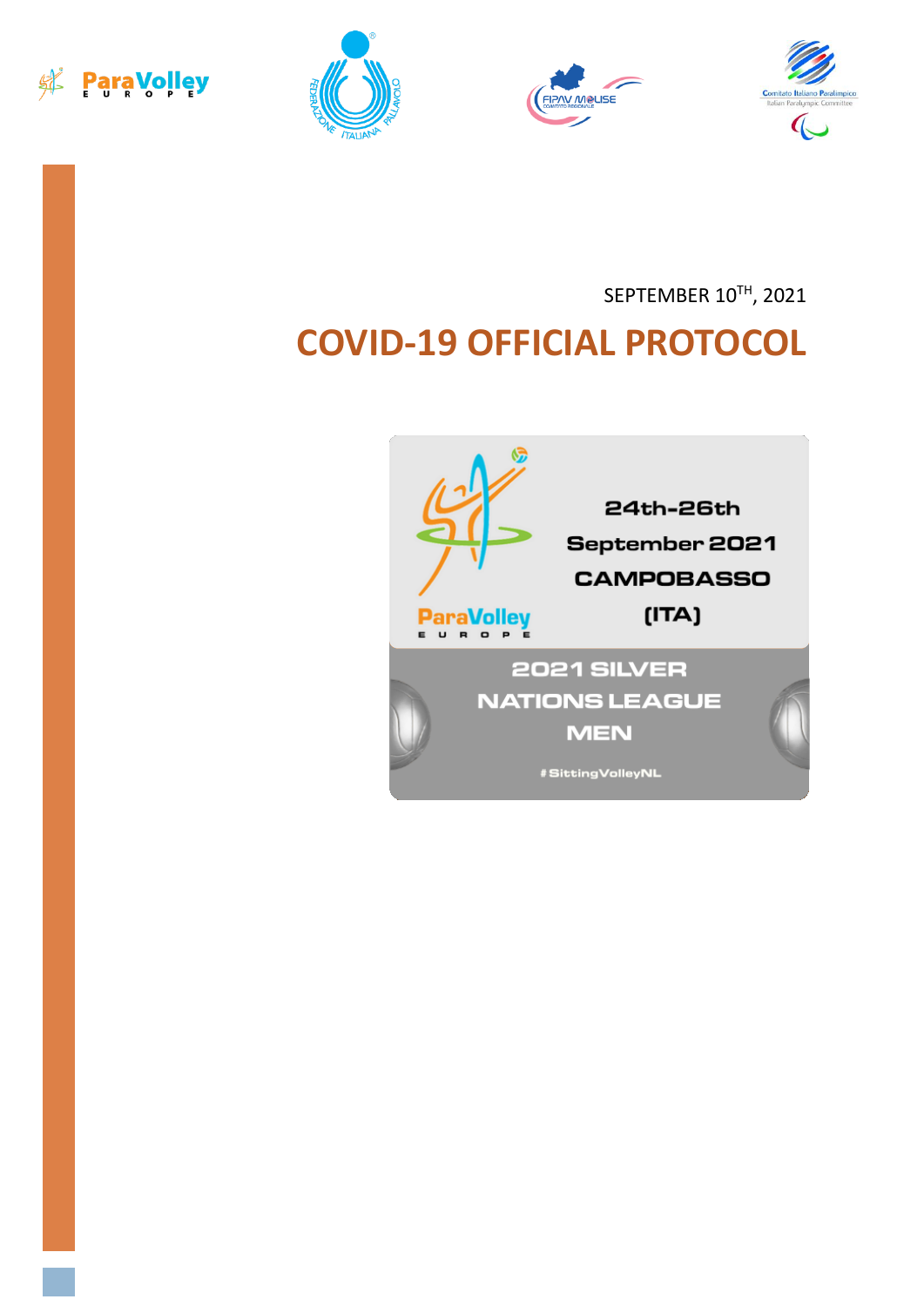SEPTEMBER 10TH, 2021

# COVID-19 OFFICIAL PROTOCOL

24th-26th
September 2021
CAMPOBASSO
(ITA)

2021 SILVER
NATIONS LEAGUE
MEN

#SittingVolleyNL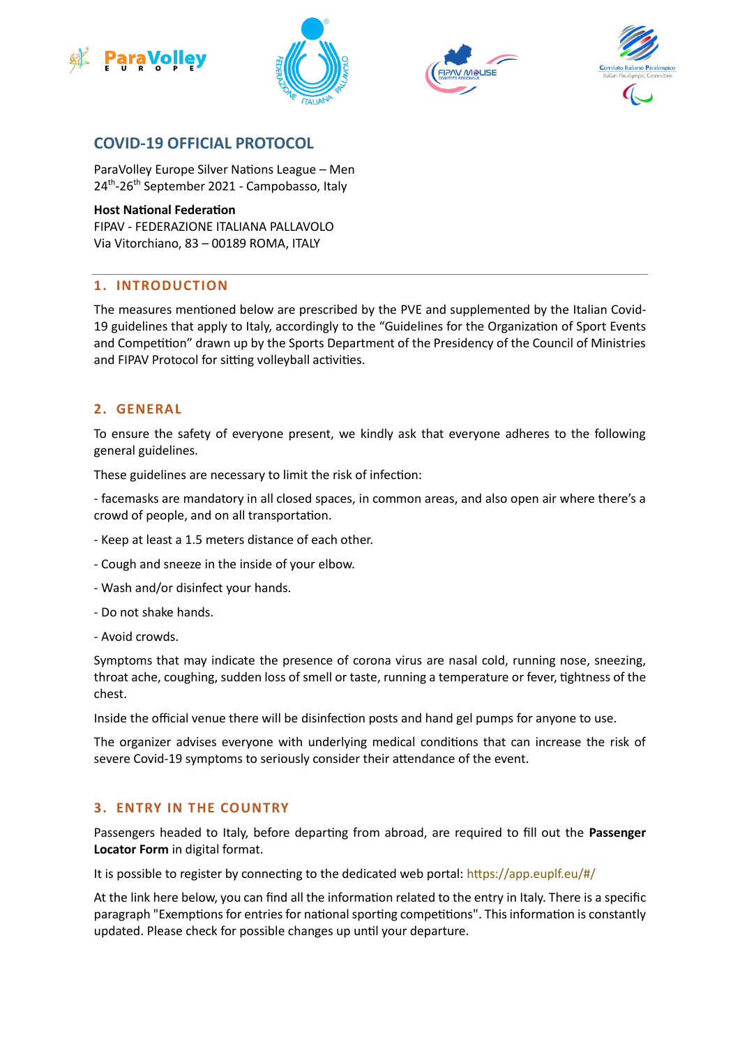## COVID-19 OFFICIAL PROTOCOL

ParaVolley Europe Silver Nations League – Men
24th-26th September 2021 - Campobasso, Italy

**Host National Federation**
FIPAV - FEDERAZIONE ITALIANA PALLAVOLO
Via Vitorchiano, 83 – 00189 ROMA, ITALY

### 1. INTRODUCTION

The measures mentioned below are prescribed by the PVE and supplemented by the Italian Covid-19 guidelines that apply to Italy, accordingly to the "Guidelines for the Organization of Sport Events and Competition" drawn up by the Sports Department of the Presidency of the Council of Ministries and FIPAV Protocol for sitting volleyball activities.

### 2. GENERAL

To ensure the safety of everyone present, we kindly ask that everyone adheres to the following general guidelines.

These guidelines are necessary to limit the risk of infection:

- facemasks are mandatory in all closed spaces, in common areas, and also open air where there's a crowd of people, and on all transportation.
- Keep at least a 1.5 meters distance of each other.
- Cough and sneeze in the inside of your elbow.
- Wash and/or disinfect your hands.
- Do not shake hands.
- Avoid crowds.

Symptoms that may indicate the presence of corona virus are nasal cold, running nose, sneezing, throat ache, coughing, sudden loss of smell or taste, running a temperature or fever, tightness of the chest.

Inside the official venue there will be disinfection posts and hand gel pumps for anyone to use.

The organizer advises everyone with underlying medical conditions that can increase the risk of severe Covid-19 symptoms to seriously consider their attendance of the event.

### 3. ENTRY IN THE COUNTRY

Passengers headed to Italy, before departing from abroad, are required to fill out the **Passenger Locator Form** in digital format.

It is possible to register by connecting to the dedicated web portal: https://app.euplf.eu/#/

At the link here below, you can find all the information related to the entry in Italy. There is a specific paragraph "Exemptions for entries for national sporting competitions". This information is constantly updated. Please check for possible changes up until your departure.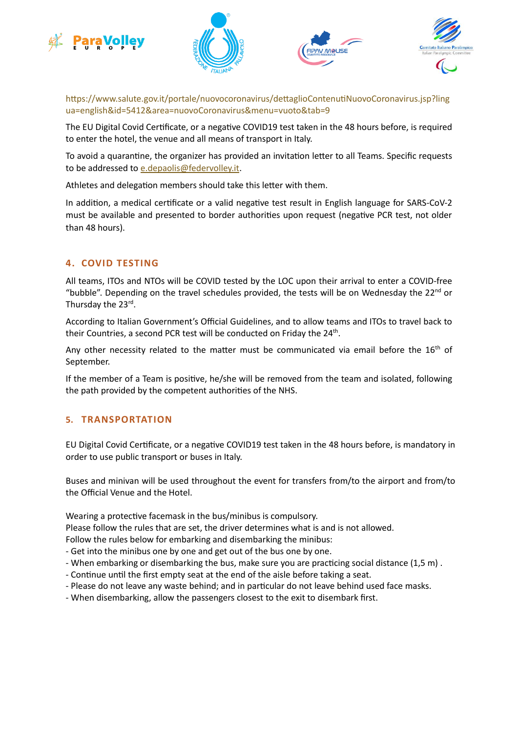https://www.salute.gov.it/portale/nuovocoronavirus/dettaglioContenutiNuovoCoronavirus.jsp?lingua=english&id=5412&area=nuovoCoronavirus&menu=vuoto&tab=9

The EU Digital Covid Certificate, or a negative COVID19 test taken in the 48 hours before, is required to enter the hotel, the venue and all means of transport in Italy.

To avoid a quarantine, the organizer has provided an invitation letter to all Teams. Specific requests to be addressed to e.depaolis@federvolley.it.

Athletes and delegation members should take this letter with them.

In addition, a medical certificate or a valid negative test result in English language for SARS-CoV-2 must be available and presented to border authorities upon request (negative PCR test, not older than 48 hours).

## 4. COVID TESTING

All teams, ITOs and NTOs will be COVID tested by the LOC upon their arrival to enter a COVID-free "bubble". Depending on the travel schedules provided, the tests will be on Wednesday the 22nd or Thursday the 23rd.

According to Italian Government's Official Guidelines, and to allow teams and ITOs to travel back to their Countries, a second PCR test will be conducted on Friday the 24th.

Any other necessity related to the matter must be communicated via email before the 16th of September.

If the member of a Team is positive, he/she will be removed from the team and isolated, following the path provided by the competent authorities of the NHS.

## 5. TRANSPORTATION

EU Digital Covid Certificate, or a negative COVID19 test taken in the 48 hours before, is mandatory in order to use public transport or buses in Italy.

Buses and minivan will be used throughout the event for transfers from/to the airport and from/to the Official Venue and the Hotel.

Wearing a protective facemask in the bus/minibus is compulsory.
Please follow the rules that are set, the driver determines what is and is not allowed.
Follow the rules below for embarking and disembarking the minibus:

- Get into the minibus one by one and get out of the bus one by one.
- When embarking or disembarking the bus, make sure you are practicing social distance (1,5 m) .
- Continue until the first empty seat at the end of the aisle before taking a seat.
- Please do not leave any waste behind; and in particular do not leave behind used face masks.
- When disembarking, allow the passengers closest to the exit to disembark first.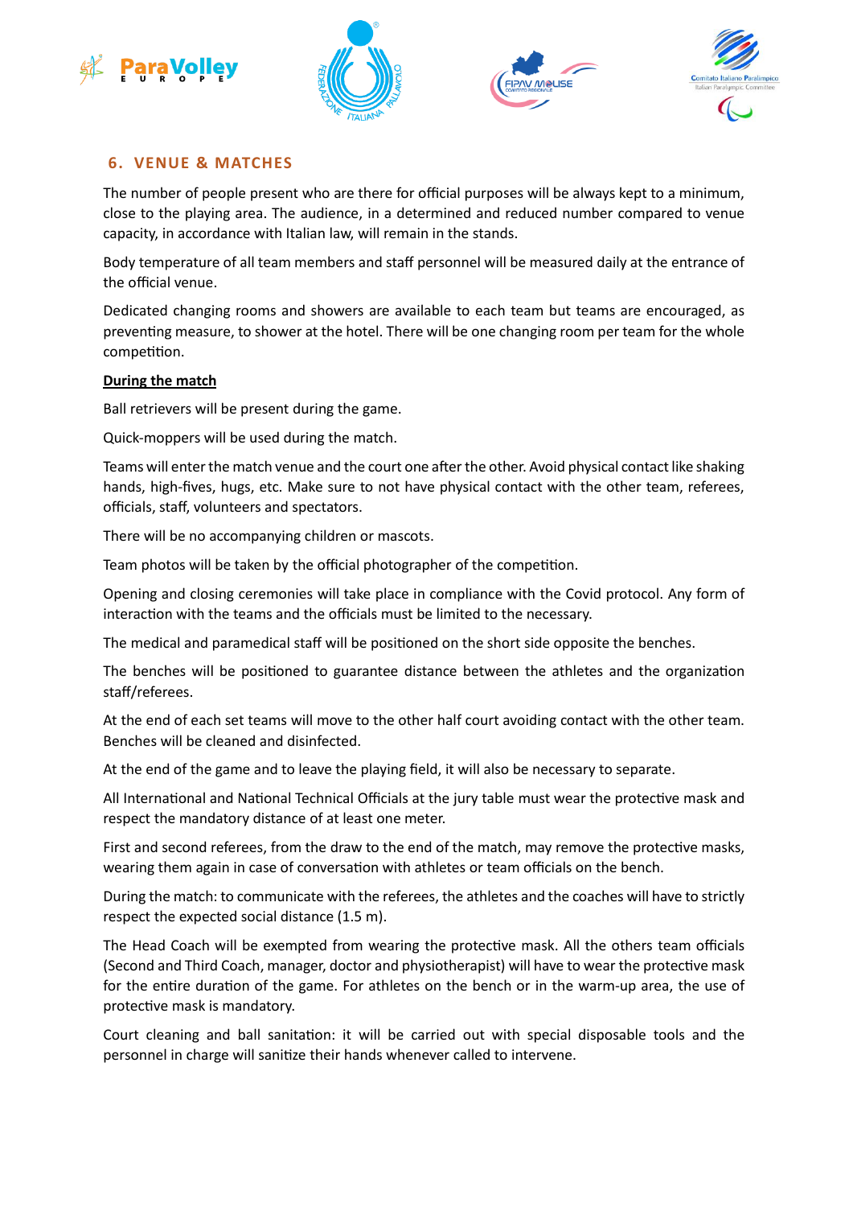## 6. VENUE & MATCHES

The number of people present who are there for official purposes will be always kept to a minimum, close to the playing area. The audience, in a determined and reduced number compared to venue capacity, in accordance with Italian law, will remain in the stands.

Body temperature of all team members and staff personnel will be measured daily at the entrance of the official venue.

Dedicated changing rooms and showers are available to each team but teams are encouraged, as preventing measure, to shower at the hotel. There will be one changing room per team for the whole competition.

**During the match**

Ball retrievers will be present during the game.

Quick-moppers will be used during the match.

Teams will enter the match venue and the court one after the other. Avoid physical contact like shaking hands, high-fives, hugs, etc. Make sure to not have physical contact with the other team, referees, officials, staff, volunteers and spectators.

There will be no accompanying children or mascots.

Team photos will be taken by the official photographer of the competition.

Opening and closing ceremonies will take place in compliance with the Covid protocol. Any form of interaction with the teams and the officials must be limited to the necessary.

The medical and paramedical staff will be positioned on the short side opposite the benches.

The benches will be positioned to guarantee distance between the athletes and the organization staff/referees.

At the end of each set teams will move to the other half court avoiding contact with the other team. Benches will be cleaned and disinfected.

At the end of the game and to leave the playing field, it will also be necessary to separate.

All International and National Technical Officials at the jury table must wear the protective mask and respect the mandatory distance of at least one meter.

First and second referees, from the draw to the end of the match, may remove the protective masks, wearing them again in case of conversation with athletes or team officials on the bench.

During the match: to communicate with the referees, the athletes and the coaches will have to strictly respect the expected social distance (1.5 m).

The Head Coach will be exempted from wearing the protective mask. All the others team officials (Second and Third Coach, manager, doctor and physiotherapist) will have to wear the protective mask for the entire duration of the game. For athletes on the bench or in the warm-up area, the use of protective mask is mandatory.

Court cleaning and ball sanitation: it will be carried out with special disposable tools and the personnel in charge will sanitize their hands whenever called to intervene.